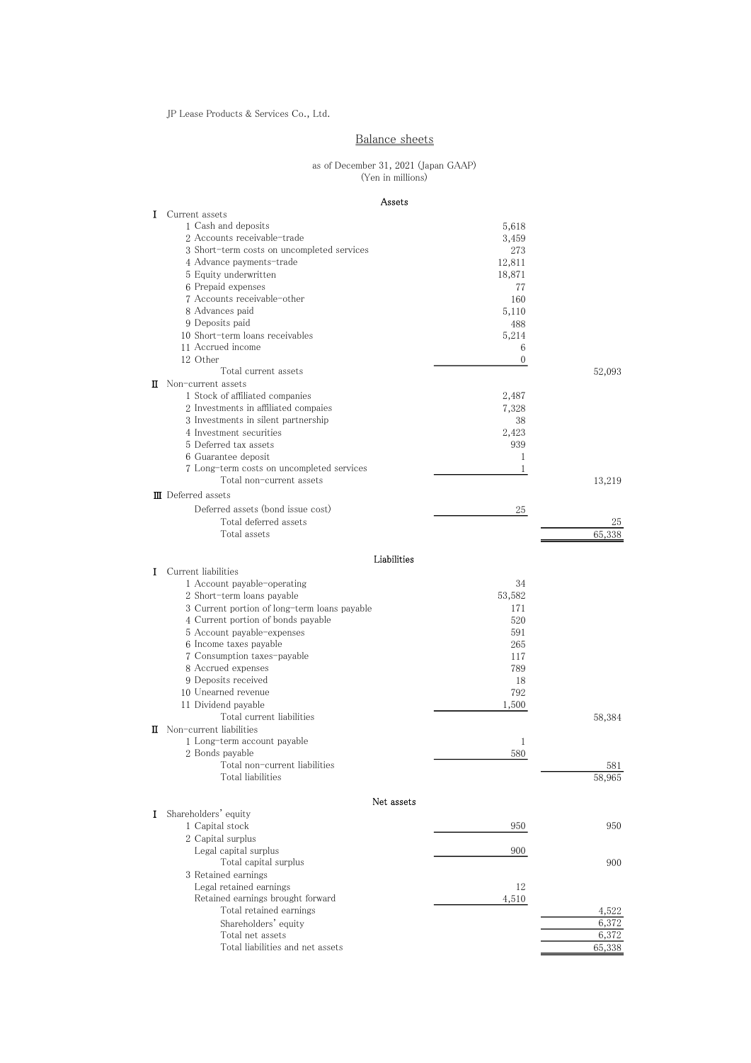JP Lease Products & Services Co., Ltd.

# Balance sheets

as of December 31, 2021 (Japan GAAP)
(Yen in millions)

| | | |
|---|---|---|
| **Assets** | | |
| Ⅰ Current assets | | |
| 1 Cash and deposits | 5,618 | |
| 2 Accounts receivable-trade | 3,459 | |
| 3 Short-term costs on uncompleted services | 273 | |
| 4 Advance payments-trade | 12,811 | |
| 5 Equity underwritten | 18,871 | |
| 6 Prepaid expenses | 77 | |
| 7 Accounts receivable-other | 160 | |
| 8 Advances paid | 5,110 | |
| 9 Deposits paid | 488 | |
| 10 Short-term loans receivables | 5,214 | |
| 11 Accrued income | 6 | |
| 12 Other | 0 | |
| Total current assets | | 52,093 |
| Ⅱ Non-current assets | | |
| 1 Stock of affiliated companies | 2,487 | |
| 2 Investments in affiliated compaies | 7,328 | |
| 3 Investments in silent partnership | 38 | |
| 4 Investment securities | 2,423 | |
| 5 Deferred tax assets | 939 | |
| 6 Guarantee deposit | 1 | |
| 7 Long-term costs on uncompleted services | 1 | |
| Total non-current assets | | 13,219 |
| Ⅲ Deferred assets | | |
| Deferred assets (bond issue cost) | 25 | |
| Total deferred assets | | 25 |
| Total assets | | 65,338 |
| **Liabilities** | | |
| Ⅰ Current liabilities | | |
| 1 Account payable-operating | 34 | |
| 2 Short-term loans payable | 53,582 | |
| 3 Current portion of long-term loans payable | 171 | |
| 4 Current portion of bonds payable | 520 | |
| 5 Account payable-expenses | 591 | |
| 6 Income taxes payable | 265 | |
| 7 Consumption taxes-payable | 117 | |
| 8 Accrued expenses | 789 | |
| 9 Deposits received | 18 | |
| 10 Unearned revenue | 792 | |
| 11 Dividend payable | 1,500 | |
| Total current liabilities | | 58,384 |
| Ⅱ Non-current liabilities | | |
| 1 Long-term account payable | 1 | |
| 2 Bonds payable | 580 | |
| Total non-current liabilities | | 581 |
| Total liabilities | | 58,965 |
| **Net assets** | | |
| Ⅰ Shareholders' equity | | |
| 1 Capital stock | 950 | 950 |
| 2 Capital surplus | | |
| Legal capital surplus | 900 | |
| Total capital surplus | | 900 |
| 3 Retained earnings | | |
| Legal retained earnings | 12 | |
| Retained earnings brought forward | 4,510 | |
| Total retained earnings | | 4,522 |
| Shareholders' equity | | 6,372 |
| Total net assets | | 6,372 |
| Total liabilities and net assets | | 65,338 |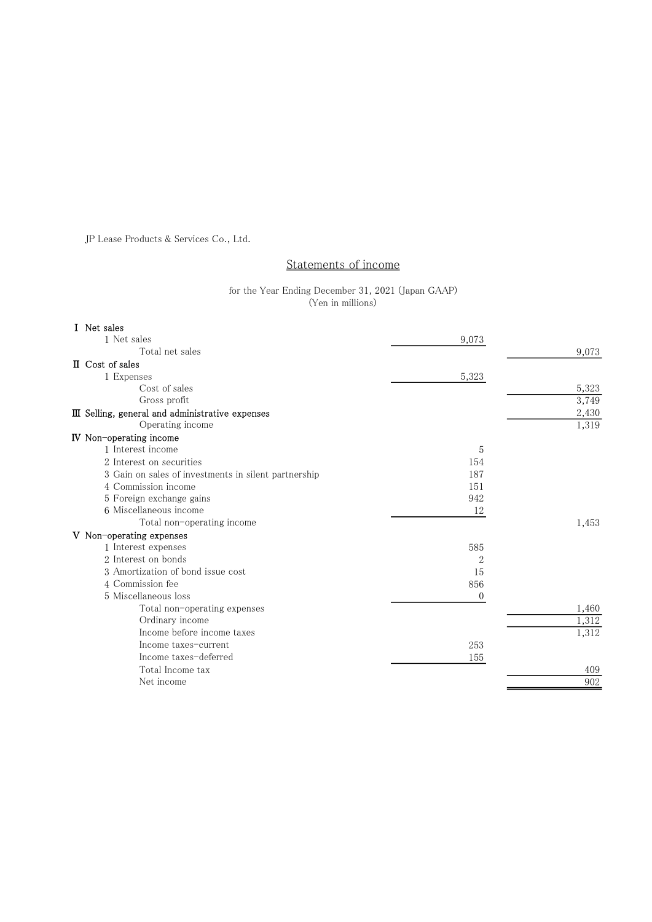JP Lease Products & Services Co., Ltd.

# Statements of income

for the Year Ending December 31, 2021 (Japan GAAP)
(Yen in millions)

| | | |
|---|---|---|
| **Ⅰ Net sales** | | |
| 1 Net sales | 9,073 | |
| Total net sales | | 9,073 |
| **Ⅱ Cost of sales** | | |
| 1 Expenses | 5,323 | |
| Cost of sales | | 5,323 |
| Gross profit | | 3,749 |
| **Ⅲ Selling, general and administrative expenses** | | 2,430 |
| Operating income | | 1,319 |
| **Ⅳ Non-operating income** | | |
| 1 Interest income | 5 | |
| 2 Interest on securities | 154 | |
| 3 Gain on sales of investments in silent partnership | 187 | |
| 4 Commission income | 151 | |
| 5 Foreign exchange gains | 942 | |
| 6 Miscellaneous income | 12 | |
| Total non-operating income | | 1,453 |
| **Ⅴ Non-operating expenses** | | |
| 1 Interest expenses | 585 | |
| 2 Interest on bonds | 2 | |
| 3 Amortization of bond issue cost | 15 | |
| 4 Commission fee | 856 | |
| 5 Miscellaneous loss | 0 | |
| Total non-operating expenses | | 1,460 |
| Ordinary income | | 1,312 |
| Income before income taxes | | 1,312 |
| Income taxes-current | 253 | |
| Income taxes-deferred | 155 | |
| Total Income tax | | 409 |
| Net income | | 902 |